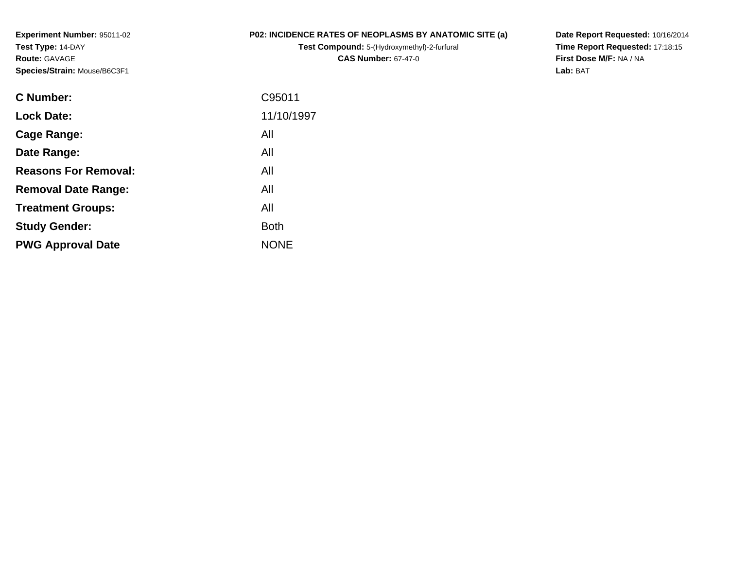**Experiment Number:** 95011-02
**Test Type:** 14-DAY
**Route:** GAVAGE
**Species/Strain:** Mouse/B6C3F1

**P02: INCIDENCE RATES OF NEOPLASMS BY ANATOMIC SITE (a)**
**Test Compound:** 5-(Hydroxymethyl)-2-furfural
**CAS Number:** 67-47-0

**Date Report Requested:** 10/16/2014
**Time Report Requested:** 17:18:15
**First Dose M/F:** NA / NA
**Lab:** BAT

| | |
|---|---|
| **C Number:** | C95011 |
| **Lock Date:** | 11/10/1997 |
| **Cage Range:** | All |
| **Date Range:** | All |
| **Reasons For Removal:** | All |
| **Removal Date Range:** | All |
| **Treatment Groups:** | All |
| **Study Gender:** | Both |
| **PWG Approval Date** | NONE |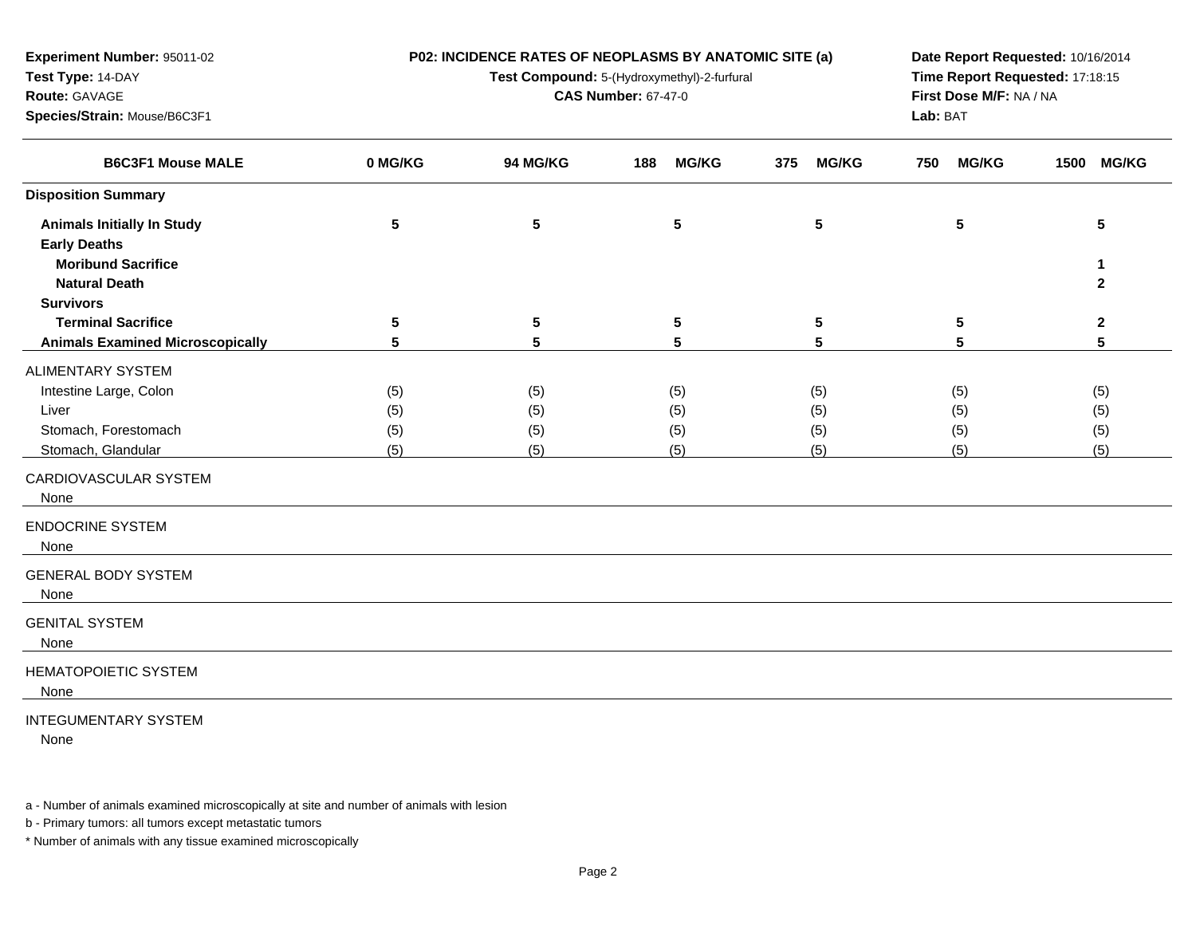**Experiment Number:** 95011-02
**Test Type:** 14-DAY
**Route:** GAVAGE
**Species/Strain:** Mouse/B6C3F1

**P02: INCIDENCE RATES OF NEOPLASMS BY ANATOMIC SITE (a)**
**Test Compound:** 5-(Hydroxymethyl)-2-furfural
**CAS Number:** 67-47-0

**Date Report Requested:** 10/16/2014
**Time Report Requested:** 17:18:15
**First Dose M/F:** NA / NA
**Lab:** BAT

| B6C3F1 Mouse MALE | 0 MG/KG | 94 MG/KG | 188 MG/KG | 375 MG/KG | 750 MG/KG | 1500 MG/KG |
|---|---|---|---|---|---|---|
| **Disposition Summary** | | | | | | |
| **Animals Initially In Study** | 5 | 5 | 5 | 5 | 5 | 5 |
| **Early Deaths** | | | | | | |
| **Moribund Sacrifice** | | | | | | 1 |
| **Natural Death** | | | | | | 2 |
| **Survivors** | | | | | | |
| **Terminal Sacrifice** | 5 | 5 | 5 | 5 | 5 | 2 |
| **Animals Examined Microscopically** | 5 | 5 | 5 | 5 | 5 | 5 |
| ALIMENTARY SYSTEM | | | | | | |
| Intestine Large, Colon | (5) | (5) | (5) | (5) | (5) | (5) |
| Liver | (5) | (5) | (5) | (5) | (5) | (5) |
| Stomach, Forestomach | (5) | (5) | (5) | (5) | (5) | (5) |
| Stomach, Glandular | (5) | (5) | (5) | (5) | (5) | (5) |
| CARDIOVASCULAR SYSTEM | | | | | | |
| None | | | | | | |
| ENDOCRINE SYSTEM | | | | | | |
| None | | | | | | |
| GENERAL BODY SYSTEM | | | | | | |
| None | | | | | | |
| GENITAL SYSTEM | | | | | | |
| None | | | | | | |
| HEMATOPOIETIC SYSTEM | | | | | | |
| None | | | | | | |
| INTEGUMENTARY SYSTEM | | | | | | |
| None | | | | | | |

a - Number of animals examined microscopically at site and number of animals with lesion

b - Primary tumors: all tumors except metastatic tumors

* Number of animals with any tissue examined microscopically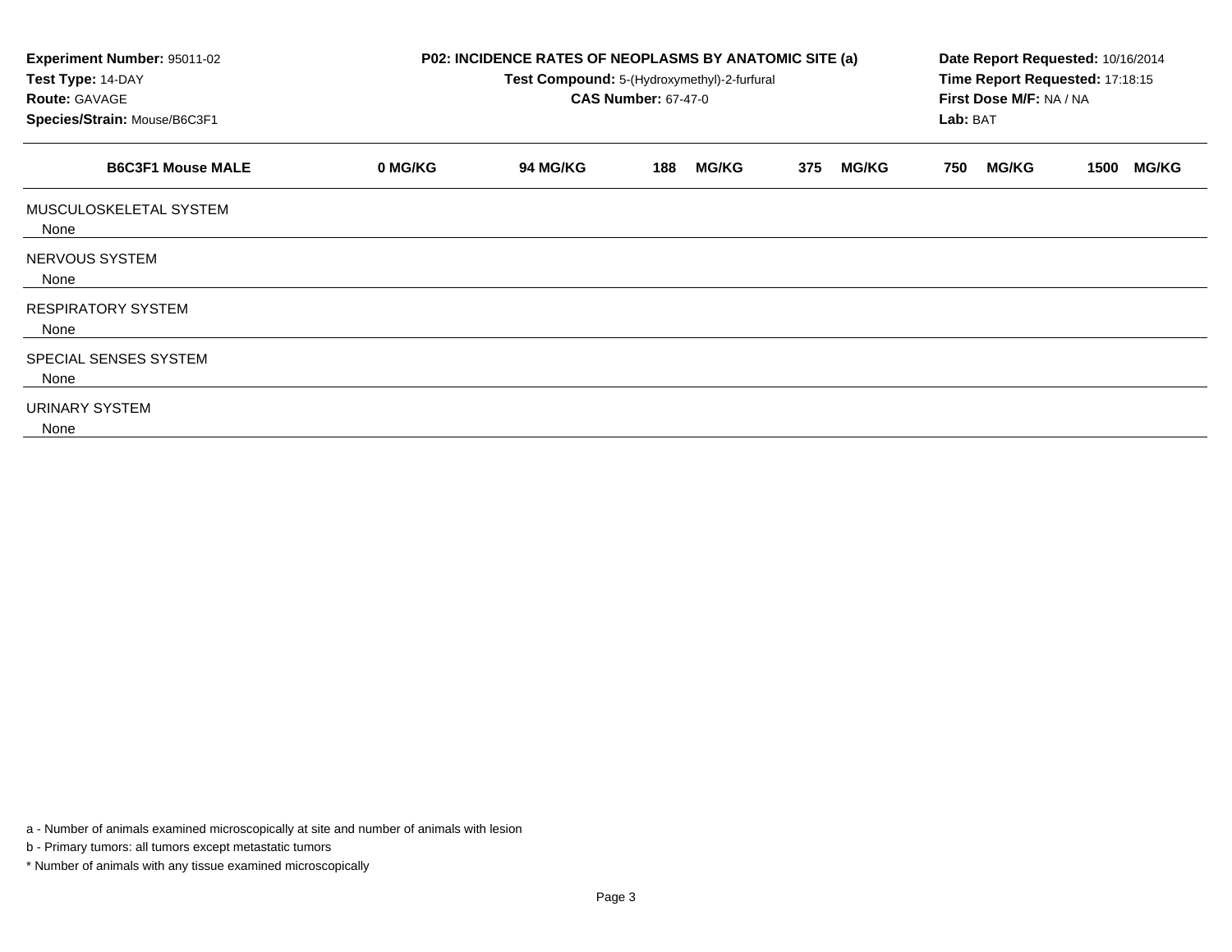**Experiment Number:** 95011-02
**Test Type:** 14-DAY
**Route:** GAVAGE
**Species/Strain:** Mouse/B6C3F1

**P02: INCIDENCE RATES OF NEOPLASMS BY ANATOMIC SITE (a)**
**Test Compound:** 5-(Hydroxymethyl)-2-furfural
**CAS Number:** 67-47-0

**Date Report Requested:** 10/16/2014
**Time Report Requested:** 17:18:15
**First Dose M/F:** NA / NA
**Lab:** BAT

| B6C3F1 Mouse MALE | 0 MG/KG | 94 MG/KG | 188 MG/KG | 375 MG/KG | 750 MG/KG | 1500 MG/KG |
|---|---|---|---|---|---|---|
| MUSCULOSKELETAL SYSTEM | | | | | | |
| None | | | | | | |
| NERVOUS SYSTEM | | | | | | |
| None | | | | | | |
| RESPIRATORY SYSTEM | | | | | | |
| None | | | | | | |
| SPECIAL SENSES SYSTEM | | | | | | |
| None | | | | | | |
| URINARY SYSTEM | | | | | | |
| None | | | | | | |

a - Number of animals examined microscopically at site and number of animals with lesion

b - Primary tumors: all tumors except metastatic tumors

* Number of animals with any tissue examined microscopically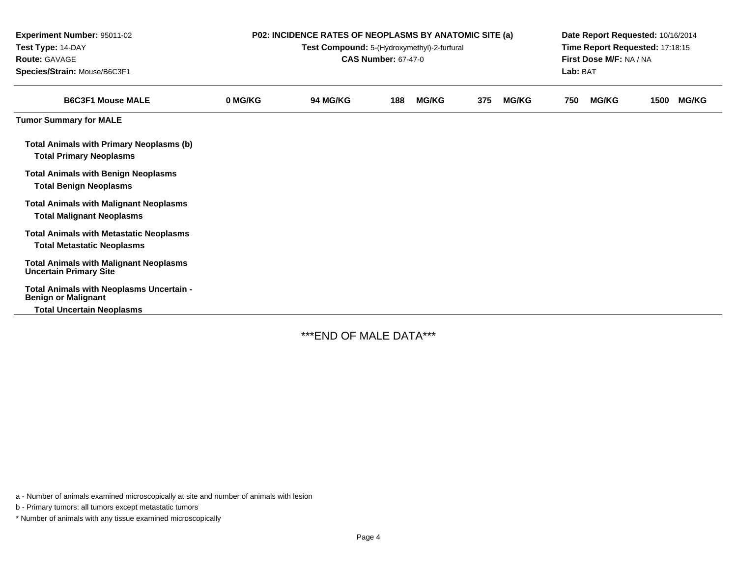**Experiment Number:** 95011-02
**Test Type:** 14-DAY
**Route:** GAVAGE
**Species/Strain:** Mouse/B6C3F1

**P02: INCIDENCE RATES OF NEOPLASMS BY ANATOMIC SITE (a)**
**Test Compound:** 5-(Hydroxymethyl)-2-furfural
**CAS Number:** 67-47-0

**Date Report Requested:** 10/16/2014
**Time Report Requested:** 17:18:15
**First Dose M/F:** NA / NA
**Lab:** BAT

| B6C3F1 Mouse MALE | 0 MG/KG | 94 MG/KG | 188 MG/KG | 375 MG/KG | 750 MG/KG | 1500 MG/KG |
|---|---|---|---|---|---|---|
| **Tumor Summary for MALE** | | | | | | |
| **Total Animals with Primary Neoplasms (b)** | | | | | | |
| **Total Primary Neoplasms** | | | | | | |
| **Total Animals with Benign Neoplasms** | | | | | | |
| **Total Benign Neoplasms** | | | | | | |
| **Total Animals with Malignant Neoplasms** | | | | | | |
| **Total Malignant Neoplasms** | | | | | | |
| **Total Animals with Metastatic Neoplasms** | | | | | | |
| **Total Metastatic Neoplasms** | | | | | | |
| **Total Animals with Malignant Neoplasms Uncertain Primary Site** | | | | | | |
| **Total Animals with Neoplasms Uncertain - Benign or Malignant** | | | | | | |
| **Total Uncertain Neoplasms** | | | | | | |

***END OF MALE DATA***

a - Number of animals examined microscopically at site and number of animals with lesion

b - Primary tumors: all tumors except metastatic tumors

* Number of animals with any tissue examined microscopically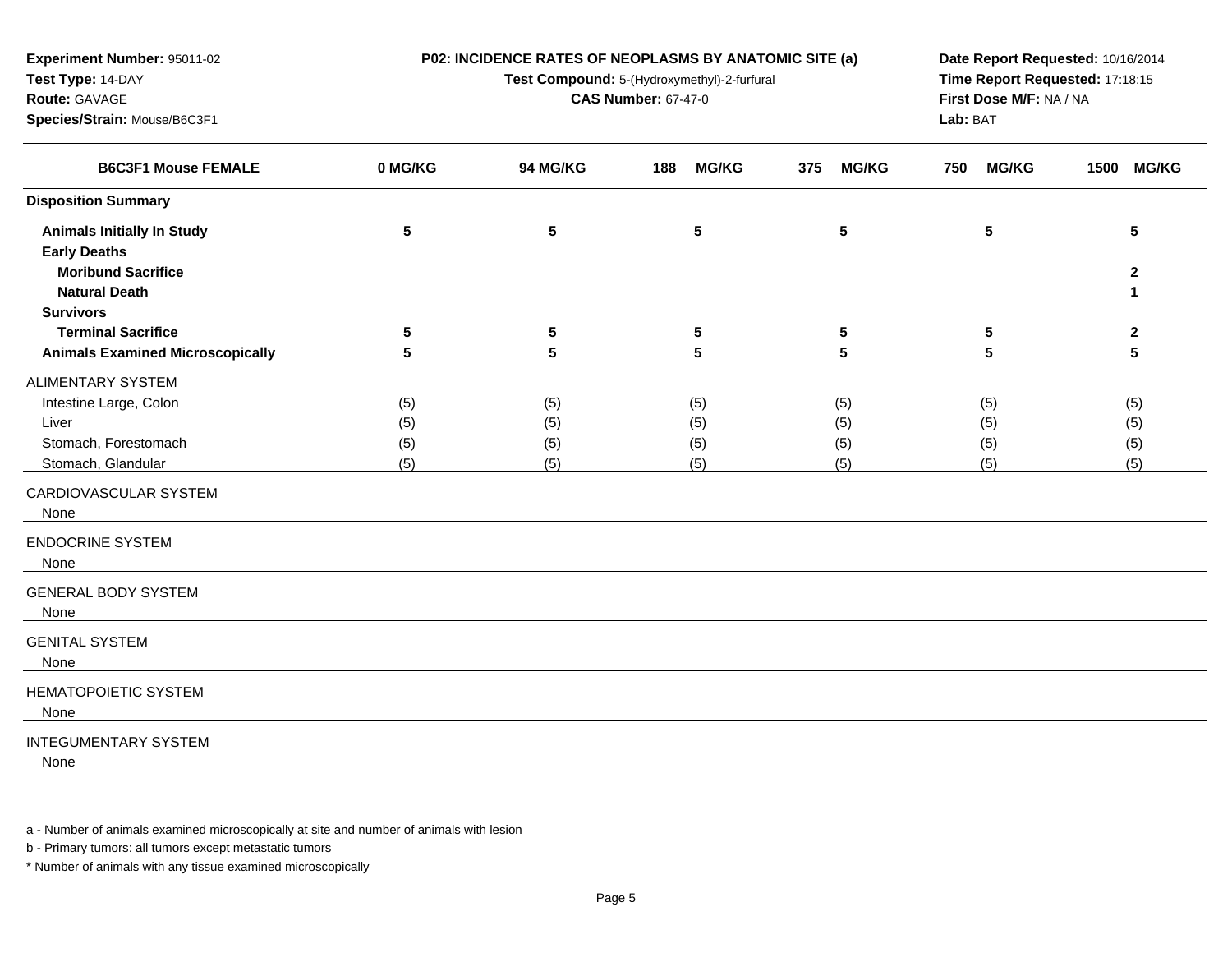**Experiment Number:** 95011-02
**Test Type:** 14-DAY
**Route:** GAVAGE
**Species/Strain:** Mouse/B6C3F1

**P02: INCIDENCE RATES OF NEOPLASMS BY ANATOMIC SITE (a)**
**Test Compound:** 5-(Hydroxymethyl)-2-furfural
**CAS Number:** 67-47-0

**Date Report Requested:** 10/16/2014
**Time Report Requested:** 17:18:15
**First Dose M/F:** NA / NA
**Lab:** BAT

| B6C3F1 Mouse FEMALE | 0 MG/KG | 94 MG/KG | 188 MG/KG | 375 MG/KG | 750 MG/KG | 1500 MG/KG |
|---|---|---|---|---|---|---|
| **Disposition Summary** | | | | | | |
| **Animals Initially In Study** | 5 | 5 | 5 | 5 | 5 | 5 |
| **Early Deaths** | | | | | | |
| **Moribund Sacrifice** | | | | | | 2 |
| **Natural Death** | | | | | | 1 |
| **Survivors** | | | | | | |
| **Terminal Sacrifice** | 5 | 5 | 5 | 5 | 5 | 2 |
| **Animals Examined Microscopically** | 5 | 5 | 5 | 5 | 5 | 5 |
| ALIMENTARY SYSTEM | | | | | | |
| Intestine Large, Colon | (5) | (5) | (5) | (5) | (5) | (5) |
| Liver | (5) | (5) | (5) | (5) | (5) | (5) |
| Stomach, Forestomach | (5) | (5) | (5) | (5) | (5) | (5) |
| Stomach, Glandular | (5) | (5) | (5) | (5) | (5) | (5) |
| CARDIOVASCULAR SYSTEM | | | | | | |
| None | | | | | | |
| ENDOCRINE SYSTEM | | | | | | |
| None | | | | | | |
| GENERAL BODY SYSTEM | | | | | | |
| None | | | | | | |
| GENITAL SYSTEM | | | | | | |
| None | | | | | | |
| HEMATOPOIETIC SYSTEM | | | | | | |
| None | | | | | | |
| INTEGUMENTARY SYSTEM | | | | | | |
| None | | | | | | |

a - Number of animals examined microscopically at site and number of animals with lesion

b - Primary tumors: all tumors except metastatic tumors

* Number of animals with any tissue examined microscopically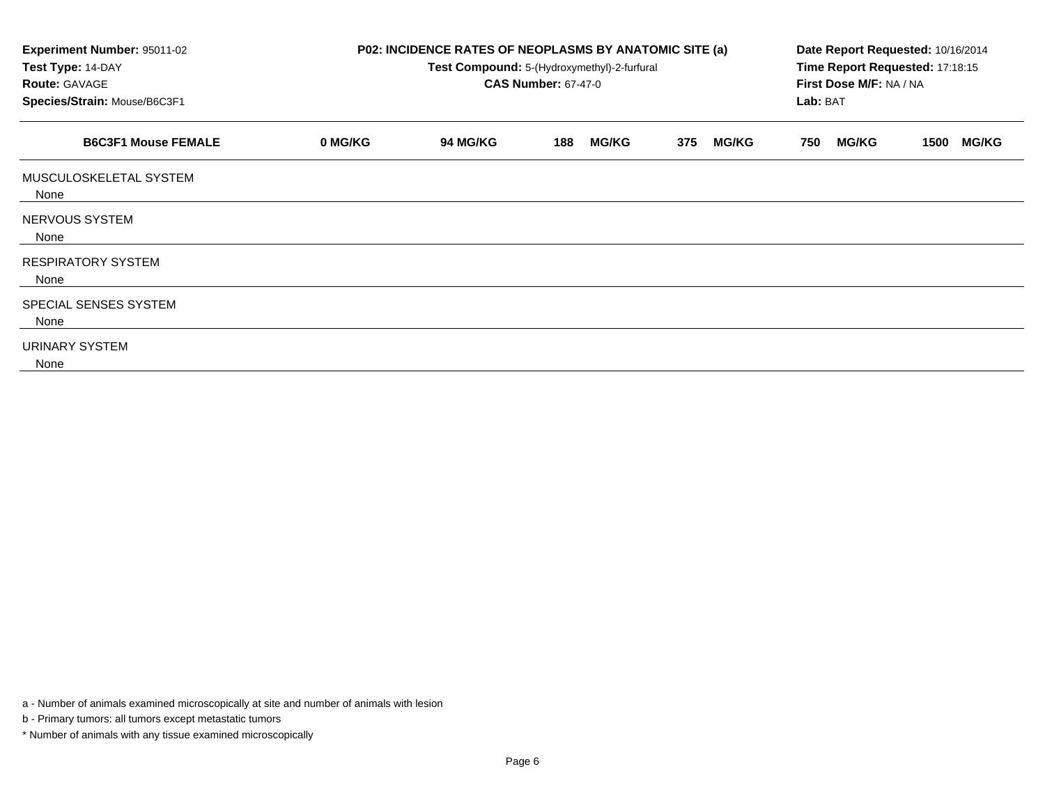**Experiment Number:** 95011-02
**Test Type:** 14-DAY
**Route:** GAVAGE
**Species/Strain:** Mouse/B6C3F1

**P02: INCIDENCE RATES OF NEOPLASMS BY ANATOMIC SITE (a)**
**Test Compound:** 5-(Hydroxymethyl)-2-furfural
**CAS Number:** 67-47-0

**Date Report Requested:** 10/16/2014
**Time Report Requested:** 17:18:15
**First Dose M/F:** NA / NA
**Lab:** BAT

| B6C3F1 Mouse FEMALE | 0 MG/KG | 94 MG/KG | 188 MG/KG | 375 MG/KG | 750 MG/KG | 1500 MG/KG |
|---|---|---|---|---|---|---|
| MUSCULOSKELETAL SYSTEM | | | | | | |
| None | | | | | | |
| NERVOUS SYSTEM | | | | | | |
| None | | | | | | |
| RESPIRATORY SYSTEM | | | | | | |
| None | | | | | | |
| SPECIAL SENSES SYSTEM | | | | | | |
| None | | | | | | |
| URINARY SYSTEM | | | | | | |
| None | | | | | | |

a - Number of animals examined microscopically at site and number of animals with lesion

b - Primary tumors: all tumors except metastatic tumors

* Number of animals with any tissue examined microscopically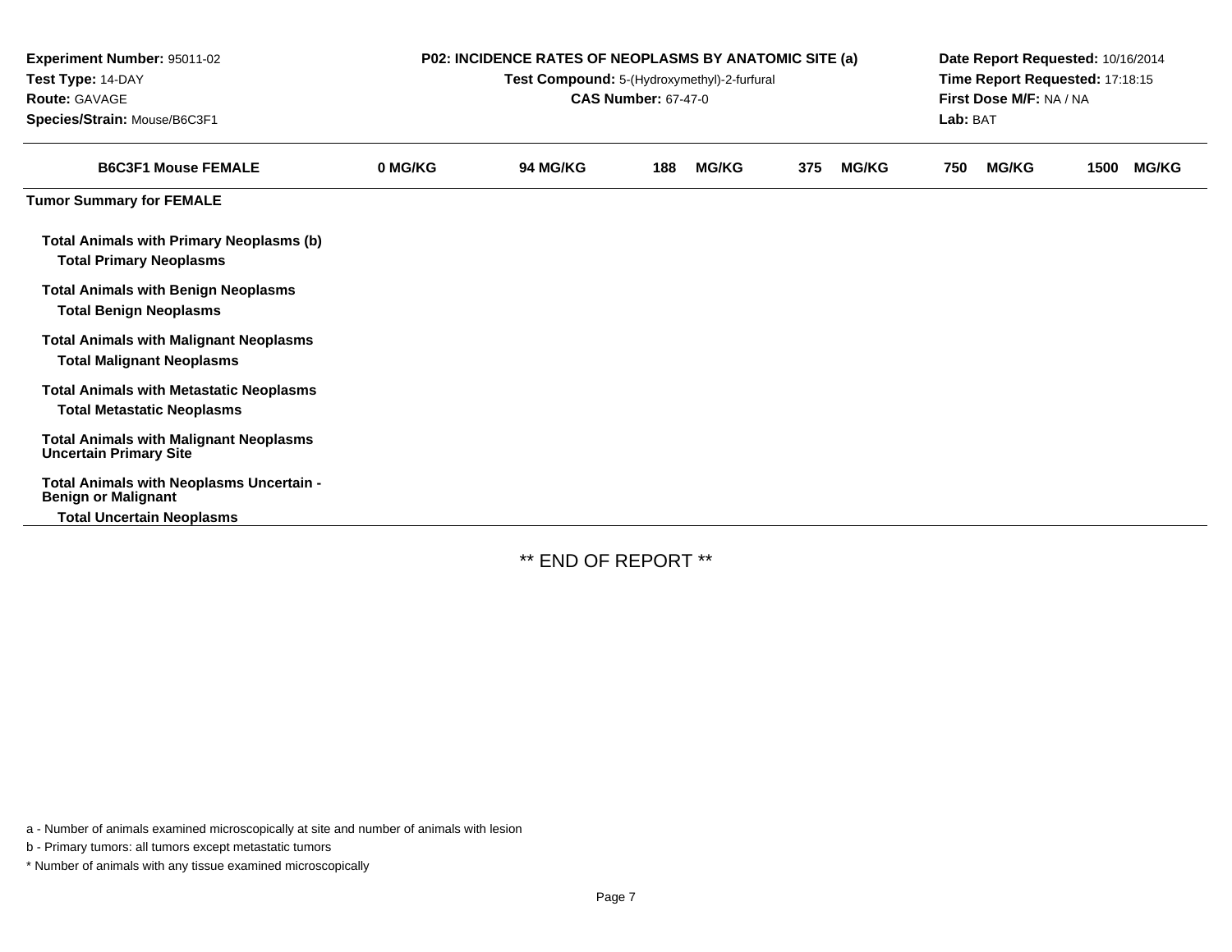**Experiment Number:** 95011-02
**Test Type:** 14-DAY
**Route:** GAVAGE
**Species/Strain:** Mouse/B6C3F1

**P02: INCIDENCE RATES OF NEOPLASMS BY ANATOMIC SITE (a)**
**Test Compound:** 5-(Hydroxymethyl)-2-furfural
**CAS Number:** 67-47-0

**Date Report Requested:** 10/16/2014
**Time Report Requested:** 17:18:15
**First Dose M/F:** NA / NA
**Lab:** BAT

| B6C3F1 Mouse FEMALE | 0 MG/KG | 94 MG/KG | 188 MG/KG | 375 MG/KG | 750 MG/KG | 1500 MG/KG |
|---|---|---|---|---|---|---|
| **Tumor Summary for FEMALE** | | | | | | |
| **Total Animals with Primary Neoplasms (b)** | | | | | | |
| **Total Primary Neoplasms** | | | | | | |
| **Total Animals with Benign Neoplasms** | | | | | | |
| **Total Benign Neoplasms** | | | | | | |
| **Total Animals with Malignant Neoplasms** | | | | | | |
| **Total Malignant Neoplasms** | | | | | | |
| **Total Animals with Metastatic Neoplasms** | | | | | | |
| **Total Metastatic Neoplasms** | | | | | | |
| **Total Animals with Malignant Neoplasms Uncertain Primary Site** | | | | | | |
| **Total Animals with Neoplasms Uncertain - Benign or Malignant** | | | | | | |
| **Total Uncertain Neoplasms** | | | | | | |

** END OF REPORT **

a - Number of animals examined microscopically at site and number of animals with lesion

b - Primary tumors: all tumors except metastatic tumors

* Number of animals with any tissue examined microscopically